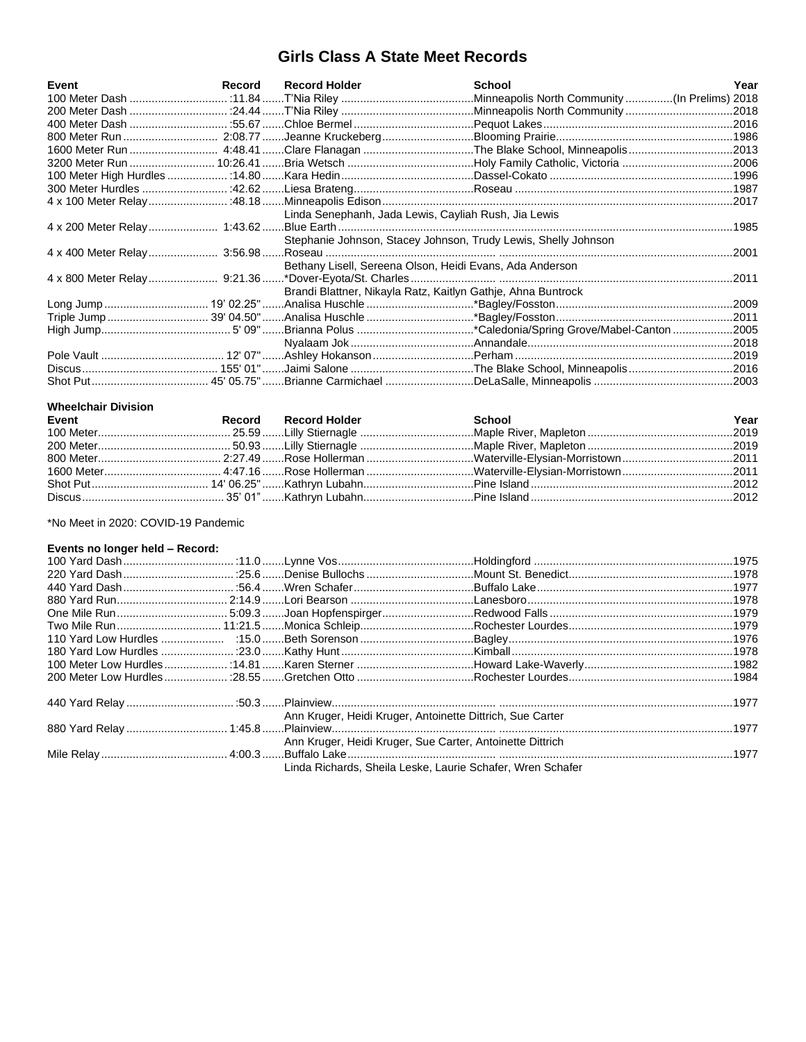# Girls Class A State Meet Records

| Event | Record | Record Holder | School | Year |
|---|---|---|---|---|
| 100 Meter Dash | :11.84 | T'Nia Riley | Minneapolis North Community (In Prelims) | 2018 |
| 200 Meter Dash | :24.44 | T'Nia Riley | Minneapolis North Community | 2018 |
| 400 Meter Dash | :55.67 | Chloe Bermel | Pequot Lakes | 2016 |
| 800 Meter Run | 2:08.77 | Jeanne Kruckeberg | Blooming Prairie | 1986 |
| 1600 Meter Run | 4:48.41 | Clare Flanagan | The Blake School, Minneapolis | 2013 |
| 3200 Meter Run | 10:26.41 | Bria Wetsch | Holy Family Catholic, Victoria | 2006 |
| 100 Meter High Hurdles | :14.80 | Kara Hedin | Dassel-Cokato | 1996 |
| 300 Meter Hurdles | :42.62 | Liesa Brateng | Roseau | 1987 |
| 4 x 100 Meter Relay | :48.18 | Minneapolis Edison | | 2017 |
| | | Linda Senephanh, Jada Lewis, Cayliah Rush, Jia Lewis | | |
| 4 x 200 Meter Relay | 1:43.62 | Blue Earth | | 1985 |
| | | Stephanie Johnson, Stacey Johnson, Trudy Lewis, Shelly Johnson | | |
| 4 x 400 Meter Relay | 3:56.98 | Roseau | | 2001 |
| | | Bethany Lisell, Sereena Olson, Heidi Evans, Ada Anderson | | |
| 4 x 800 Meter Relay | 9:21.36 | *Dover-Eyota/St. Charles | | 2011 |
| | | Brandi Blattner, Nikayla Ratz, Kaitlyn Gathje, Ahna Buntrock | | |
| Long Jump | 19' 02.25" | Analisa Huschle | *Bagley/Fosston | 2009 |
| Triple Jump | 39' 04.50" | Analisa Huschle | *Bagley/Fosston | 2011 |
| High Jump | 5' 09" | Brianna Polus | *Caledonia/Spring Grove/Mabel-Canton | 2005 |
| | | Nyalaam Jok | Annandale | 2018 |
| Pole Vault | 12' 07" | Ashley Hokanson | Perham | 2019 |
| Discus | 155' 01" | Jaimi Salone | The Blake School, Minneapolis | 2016 |
| Shot Put | 45' 05.75" | Brianne Carmichael | DeLaSalle, Minneapolis | 2003 |

### Wheelchair Division

| Event | Record | Record Holder | School | Year |
|---|---|---|---|---|
| 100 Meter | 25.59 | Lilly Stiernagle | Maple River, Mapleton | 2019 |
| 200 Meter | 50.93 | Lilly Stiernagle | Maple River, Mapleton | 2019 |
| 800 Meter | 2:27.49 | Rose Hollerman | Waterville-Elysian-Morristown | 2011 |
| 1600 Meter | 4:47.16 | Rose Hollerman | Waterville-Elysian-Morristown | 2011 |
| Shot Put | 14' 06.25" | Kathryn Lubahn | Pine Island | 2012 |
| Discus | 35' 01" | Kathryn Lubahn | Pine Island | 2012 |

*No Meet in 2020: COVID-19 Pandemic

### Events no longer held – Record:

| Event | Record | Record Holder | School | Year |
|---|---|---|---|---|
| 100 Yard Dash | :11.0 | Lynne Vos | Holdingford | 1975 |
| 220 Yard Dash | :25.6 | Denise Bullochs | Mount St. Benedict | 1978 |
| 440 Yard Dash | :56.4 | Wren Schafer | Buffalo Lake | 1977 |
| 880 Yard Run | 2:14.9 | Lori Bearson | Lanesboro | 1978 |
| One Mile Run | 5:09.3 | Joan Hopfenspirger | Redwood Falls | 1979 |
| Two Mile Run | 11:21.5 | Monica Schleip | Rochester Lourdes | 1979 |
| 110 Yard Low Hurdles | :15.0 | Beth Sorenson | Bagley | 1976 |
| 180 Yard Low Hurdles | :23.0 | Kathy Hunt | Kimball | 1978 |
| 100 Meter Low Hurdles | :14.81 | Karen Sterner | Howard Lake-Waverly | 1982 |
| 200 Meter Low Hurdles | :28.55 | Gretchen Otto | Rochester Lourdes | 1984 |
| 440 Yard Relay | :50.3 | Plainview | | 1977 |
| | | Ann Kruger, Heidi Kruger, Antoinette Dittrich, Sue Carter | | |
| 880 Yard Relay | 1:45.8 | Plainview | | 1977 |
| | | Ann Kruger, Heidi Kruger, Sue Carter, Antoinette Dittrich | | |
| Mile Relay | 4:00.3 | Buffalo Lake | | 1977 |
| | | Linda Richards, Sheila Leske, Laurie Schafer, Wren Schafer | | |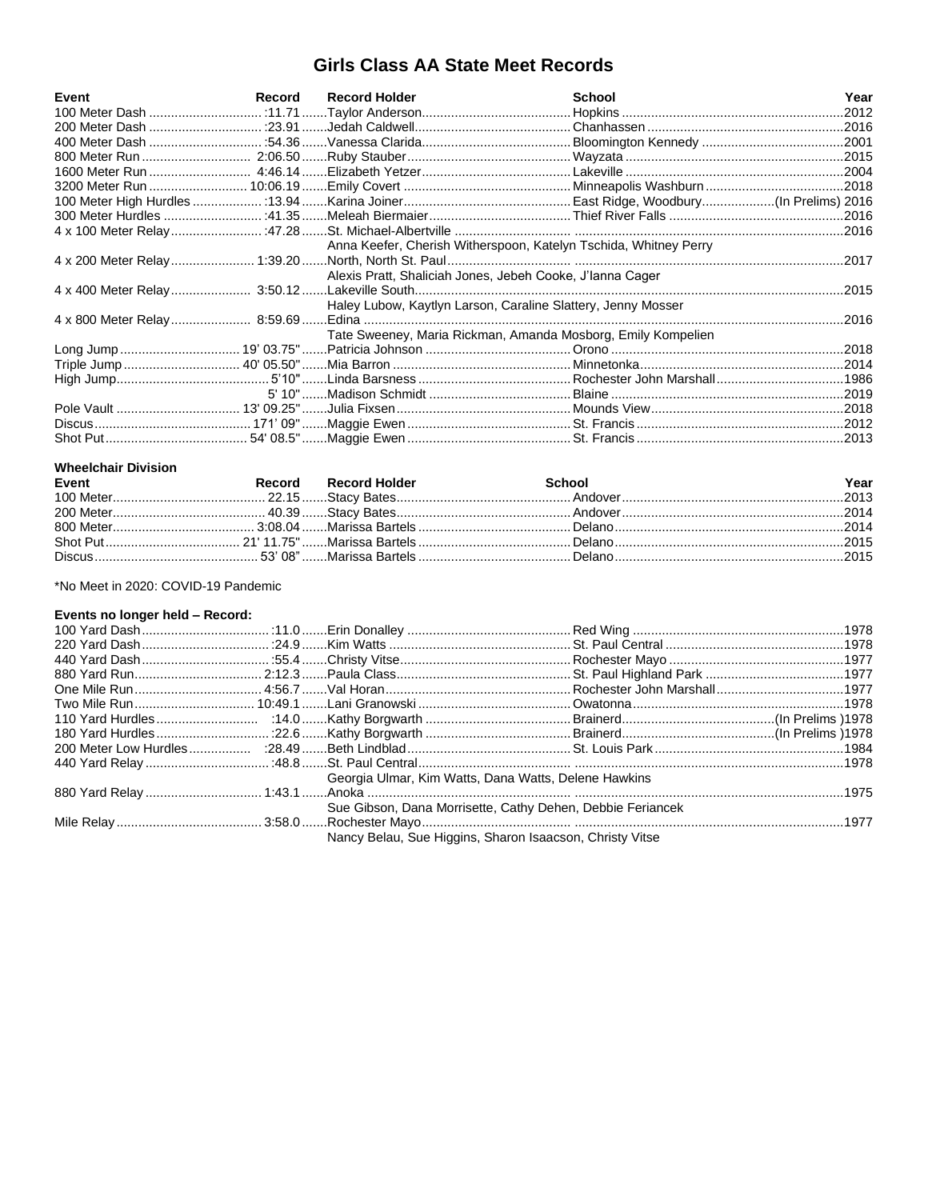# Girls Class AA State Meet Records

| Event | Record | Record Holder | School | Year |
|---|---|---|---|---|
| 100 Meter Dash | :11.71 | Taylor Anderson | Hopkins | 2012 |
| 200 Meter Dash | :23.91 | Jedah Caldwell | Chanhassen | 2016 |
| 400 Meter Dash | :54.36 | Vanessa Clarida | Bloomington Kennedy | 2001 |
| 800 Meter Run | 2:06.50 | Ruby Stauber | Wayzata | 2015 |
| 1600 Meter Run | 4:46.14 | Elizabeth Yetzer | Lakeville | 2004 |
| 3200 Meter Run | 10:06.19 | Emily Covert | Minneapolis Washburn | 2018 |
| 100 Meter High Hurdles | :13.94 | Karina Joiner | East Ridge, Woodbury (In Prelims) | 2016 |
| 300 Meter Hurdles | :41.35 | Meleah Biermaier | Thief River Falls | 2016 |
| 4 x 100 Meter Relay | :47.28 | St. Michael-Albertville<br>Anna Keefer, Cherish Witherspoon, Katelyn Tschida, Whitney Perry | | 2016 |
| 4 x 200 Meter Relay | 1:39.20 | North, North St. Paul<br>Alexis Pratt, Shaliciah Jones, Jebeh Cooke, J'Ianna Cager | | 2017 |
| 4 x 400 Meter Relay | 3:50.12 | Lakeville South<br>Haley Lubow, Kaytlyn Larson, Caraline Slattery, Jenny Mosser | | 2015 |
| 4 x 800 Meter Relay | 8:59.69 | Edina<br>Tate Sweeney, Maria Rickman, Amanda Mosborg, Emily Kompelien | | 2016 |
| Long Jump | 19' 03.75" | Patricia Johnson | Orono | 2018 |
| Triple Jump | 40' 05.50" | Mia Barron | Minnetonka | 2014 |
| High Jump | 5'10" | Linda Barsness | Rochester John Marshall | 1986 |
| | 5' 10" | Madison Schmidt | Blaine | 2019 |
| Pole Vault | 13' 09.25" | Julia Fixsen | Mounds View | 2018 |
| Discus | 171' 09" | Maggie Ewen | St. Francis | 2012 |
| Shot Put | 54' 08.5" | Maggie Ewen | St. Francis | 2013 |

### Wheelchair Division

| Event | Record | Record Holder | School | Year |
|---|---|---|---|---|
| 100 Meter | 22.15 | Stacy Bates | Andover | 2013 |
| 200 Meter | 40.39 | Stacy Bates | Andover | 2014 |
| 800 Meter | 3:08.04 | Marissa Bartels | Delano | 2014 |
| Shot Put | 21' 11.75" | Marissa Bartels | Delano | 2015 |
| Discus | 53' 08" | Marissa Bartels | Delano | 2015 |

*No Meet in 2020: COVID-19 Pandemic

### Events no longer held – Record:

| Event | Record | Record Holder | School | Year |
|---|---|---|---|---|
| 100 Yard Dash | :11.0 | Erin Donalley | Red Wing | 1978 |
| 220 Yard Dash | :24.9 | Kim Watts | St. Paul Central | 1978 |
| 440 Yard Dash | :55.4 | Christy Vitse | Rochester Mayo | 1977 |
| 880 Yard Run | 2:12.3 | Paula Class | St. Paul Highland Park | 1977 |
| One Mile Run | 4:56.7 | Val Horan | Rochester John Marshall | 1977 |
| Two Mile Run | 10:49.1 | Lani Granowski | Owatonna | 1978 |
| 110 Yard Hurdles | :14.0 | Kathy Borgwarth | Brainerd (In Prelims) | 1978 |
| 180 Yard Hurdles | :22.6 | Kathy Borgwarth | Brainerd (In Prelims) | 1978 |
| 200 Meter Low Hurdles | :28.49 | Beth Lindblad | St. Louis Park | 1984 |
| 440 Yard Relay | :48.8 | St. Paul Central<br>Georgia Ulmar, Kim Watts, Dana Watts, Delene Hawkins | | 1978 |
| 880 Yard Relay | 1:43.1 | Anoka<br>Sue Gibson, Dana Morrisette, Cathy Dehen, Debbie Feriancek | | 1975 |
| Mile Relay | 3:58.0 | Rochester Mayo<br>Nancy Belau, Sue Higgins, Sharon Isaacson, Christy Vitse | | 1977 |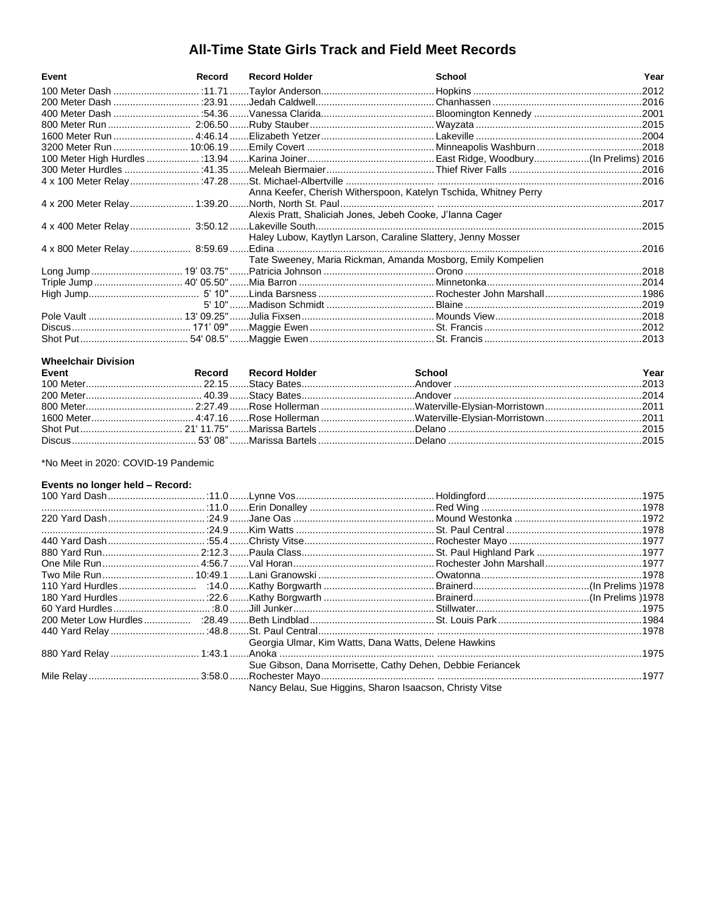# All-Time State Girls Track and Field Meet Records

| Event | Record | Record Holder | School | Year |
|---|---|---|---|---|
| 100 Meter Dash | :11.71 | Taylor Anderson | Hopkins | 2012 |
| 200 Meter Dash | :23.91 | Jedah Caldwell | Chanhassen | 2016 |
| 400 Meter Dash | :54.36 | Vanessa Clarida | Bloomington Kennedy | 2001 |
| 800 Meter Run | 2:06.50 | Ruby Stauber | Wayzata | 2015 |
| 1600 Meter Run | 4:46.14 | Elizabeth Yetzer | Lakeville | 2004 |
| 3200 Meter Run | 10:06.19 | Emily Covert | Minneapolis Washburn | 2018 |
| 100 Meter High Hurdles | :13.94 | Karina Joiner | East Ridge, Woodbury (In Prelims) | 2016 |
| 300 Meter Hurdles | :41.35 | Meleah Biermaier | Thief River Falls | 2016 |
| 4 x 100 Meter Relay | :47.28 | St. Michael-Albertville<br>Anna Keefer, Cherish Witherspoon, Katelyn Tschida, Whitney Perry | | 2016 |
| 4 x 200 Meter Relay | 1:39.20 | North, North St. Paul<br>Alexis Pratt, Shaliciah Jones, Jebeh Cooke, J'lanna Cager | | 2017 |
| 4 x 400 Meter Relay | 3:50.12 | Lakeville South<br>Haley Lubow, Kaytlyn Larson, Caraline Slattery, Jenny Mosser | | 2015 |
| 4 x 800 Meter Relay | 8:59.69 | Edina<br>Tate Sweeney, Maria Rickman, Amanda Mosborg, Emily Kompelien | | 2016 |
| Long Jump | 19' 03.75" | Patricia Johnson | Orono | 2018 |
| Triple Jump | 40' 05.50" | Mia Barron | Minnetonka | 2014 |
| High Jump | 5' 10" | Linda Barsness | Rochester John Marshall | 1986 |
| | 5' 10" | Madison Schmidt | Blaine | 2019 |
| Pole Vault | 13' 09.25" | Julia Fixsen | Mounds View | 2018 |
| Discus | 171' 09" | Maggie Ewen | St. Francis | 2012 |
| Shot Put | 54' 08.5" | Maggie Ewen | St. Francis | 2013 |

**Wheelchair Division**

| Event | Record | Record Holder | School | Year |
|---|---|---|---|---|
| 100 Meter | 22.15 | Stacy Bates | Andover | 2013 |
| 200 Meter | 40.39 | Stacy Bates | Andover | 2014 |
| 800 Meter | 2:27.49 | Rose Hollerman | Waterville-Elysian-Morristown | 2011 |
| 1600 Meter | 4:47.16 | Rose Hollerman | Waterville-Elysian-Morristown | 2011 |
| Shot Put | 21' 11.75" | Marissa Bartels | Delano | 2015 |
| Discus | 53' 08" | Marissa Bartels | Delano | 2015 |

*No Meet in 2020: COVID-19 Pandemic

**Events no longer held – Record:**

| Event | Record | Record Holder | School | Year |
|---|---|---|---|---|
| 100 Yard Dash | :11.0 | Lynne Vos | Holdingford | 1975 |
| | :11.0 | Erin Donalley | Red Wing | 1978 |
| 220 Yard Dash | :24.9 | Jane Oas | Mound Westonka | 1972 |
| | :24.9 | Kim Watts | St. Paul Central | 1978 |
| 440 Yard Dash | :55.4 | Christy Vitse | Rochester Mayo | 1977 |
| 880 Yard Run | 2:12.3 | Paula Class | St. Paul Highland Park | 1977 |
| One Mile Run | 4:56.7 | Val Horan | Rochester John Marshall | 1977 |
| Two Mile Run | 10:49.1 | Lani Granowski | Owatonna | 1978 |
| 110 Yard Hurdles | :14.0 | Kathy Borgwarth | Brainerd (In Prelims ) | 1978 |
| 180 Yard Hurdles | :22.6 | Kathy Borgwarth | Brainerd (In Prelims ) | 1978 |
| 60 Yard Hurdles | :8.0 | Jill Junker | Stillwater | 1975 |
| 200 Meter Low Hurdles | :28.49 | Beth Lindblad | St. Louis Park | 1984 |
| 440 Yard Relay | :48.8 | St. Paul Central<br>Georgia Ulmar, Kim Watts, Dana Watts, Delene Hawkins | | 1978 |
| 880 Yard Relay | 1:43.1 | Anoka<br>Sue Gibson, Dana Morrisette, Cathy Dehen, Debbie Feriancek | | 1975 |
| Mile Relay | 3:58.0 | Rochester Mayo<br>Nancy Belau, Sue Higgins, Sharon Isaacson, Christy Vitse | | 1977 |